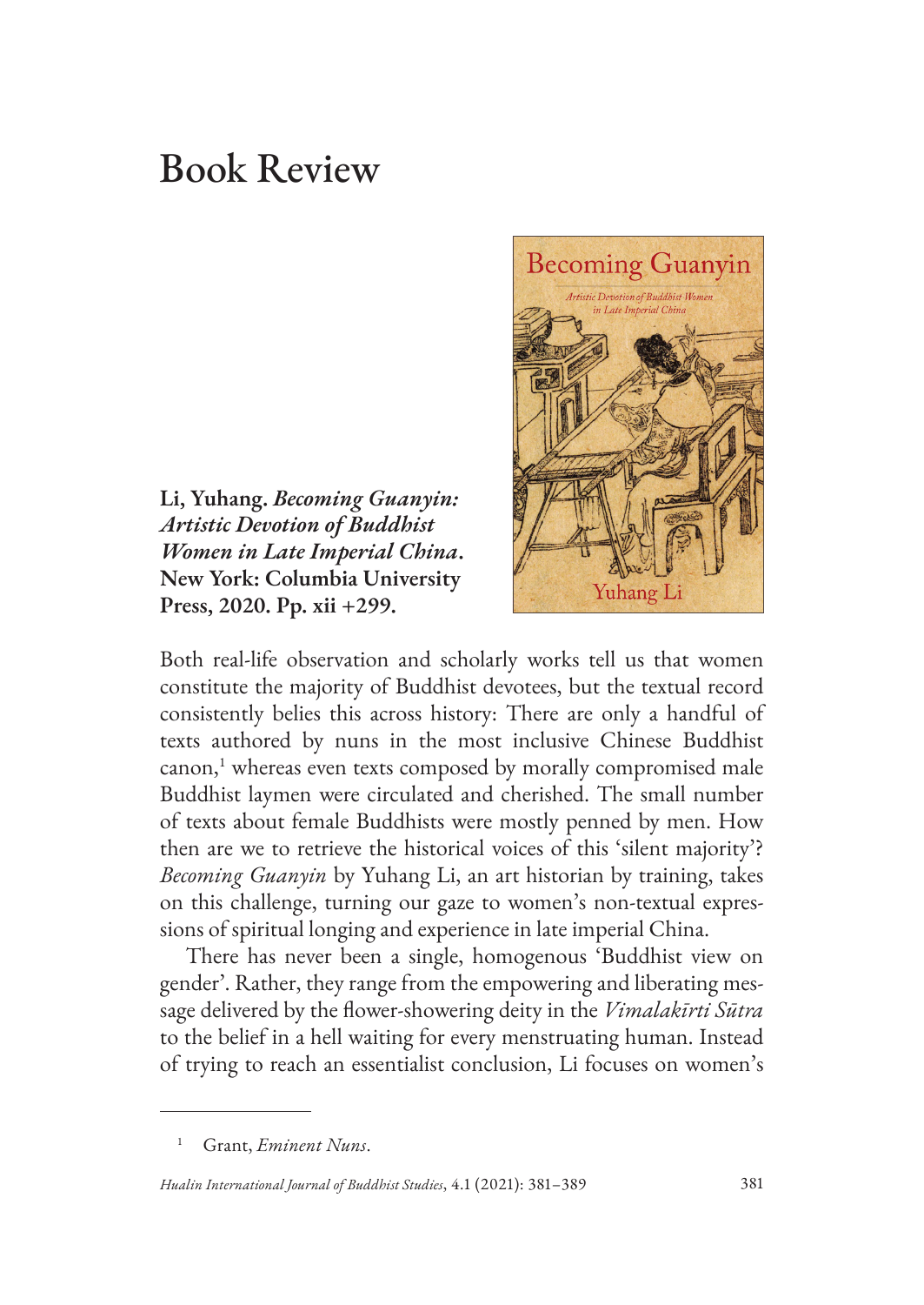# Book Review

**Li, Yuhang.** ***Becoming Guanyin: Artistic Devotion of Buddhist Women in Late Imperial China*****. New York: Columbia University Press, 2020. Pp. xii +299.**

Both real-life observation and scholarly works tell us that women constitute the majority of Buddhist devotees, but the textual record consistently belies this across history: There are only a handful of texts authored by nuns in the most inclusive Chinese Buddhist canon,[1] whereas even texts composed by morally compromised male Buddhist laymen were circulated and cherished. The small number of texts about female Buddhists were mostly penned by men. How then are we to retrieve the historical voices of this 'silent majority'? *Becoming Guanyin* by Yuhang Li, an art historian by training, takes on this challenge, turning our gaze to women's non-textual expressions of spiritual longing and experience in late imperial China.

There has never been a single, homogenous 'Buddhist view on gender'. Rather, they range from the empowering and liberating message delivered by the flower-showering deity in the *Vimalakīrti Sūtra* to the belief in a hell waiting for every menstruating human. Instead of trying to reach an essentialist conclusion, Li focuses on women's

[1] Grant, *Eminent Nuns*.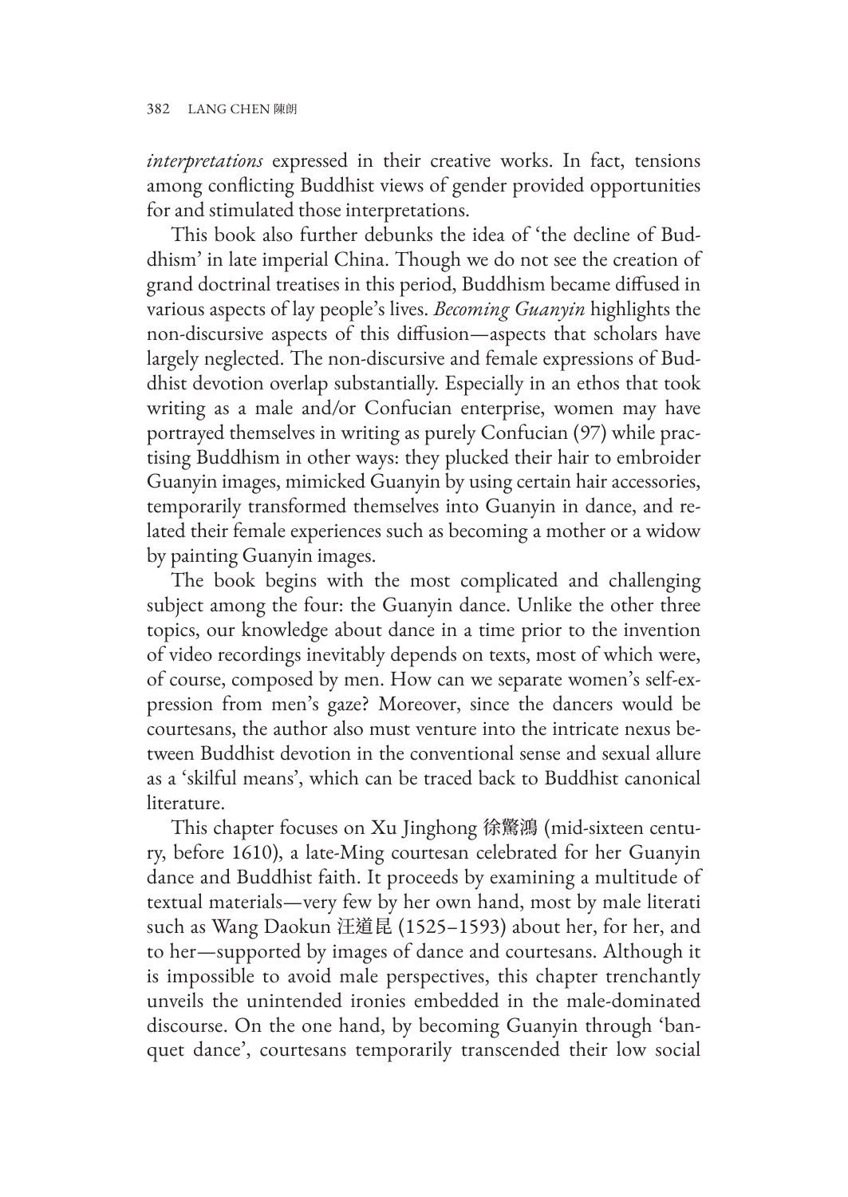*interpretations* expressed in their creative works. In fact, tensions among conflicting Buddhist views of gender provided opportunities for and stimulated those interpretations.

This book also further debunks the idea of 'the decline of Buddhism' in late imperial China. Though we do not see the creation of grand doctrinal treatises in this period, Buddhism became diffused in various aspects of lay people's lives. *Becoming Guanyin* highlights the non-discursive aspects of this diffusion—aspects that scholars have largely neglected. The non-discursive and female expressions of Buddhist devotion overlap substantially. Especially in an ethos that took writing as a male and/or Confucian enterprise, women may have portrayed themselves in writing as purely Confucian (97) while practising Buddhism in other ways: they plucked their hair to embroider Guanyin images, mimicked Guanyin by using certain hair accessories, temporarily transformed themselves into Guanyin in dance, and related their female experiences such as becoming a mother or a widow by painting Guanyin images.

The book begins with the most complicated and challenging subject among the four: the Guanyin dance. Unlike the other three topics, our knowledge about dance in a time prior to the invention of video recordings inevitably depends on texts, most of which were, of course, composed by men. How can we separate women's self-expression from men's gaze? Moreover, since the dancers would be courtesans, the author also must venture into the intricate nexus between Buddhist devotion in the conventional sense and sexual allure as a 'skilful means', which can be traced back to Buddhist canonical literature.

This chapter focuses on Xu Jinghong 徐驚鴻 (mid-sixteen century, before 1610), a late-Ming courtesan celebrated for her Guanyin dance and Buddhist faith. It proceeds by examining a multitude of textual materials—very few by her own hand, most by male literati such as Wang Daokun 汪道昆 (1525–1593) about her, for her, and to her—supported by images of dance and courtesans. Although it is impossible to avoid male perspectives, this chapter trenchantly unveils the unintended ironies embedded in the male-dominated discourse. On the one hand, by becoming Guanyin through 'banquet dance', courtesans temporarily transcended their low social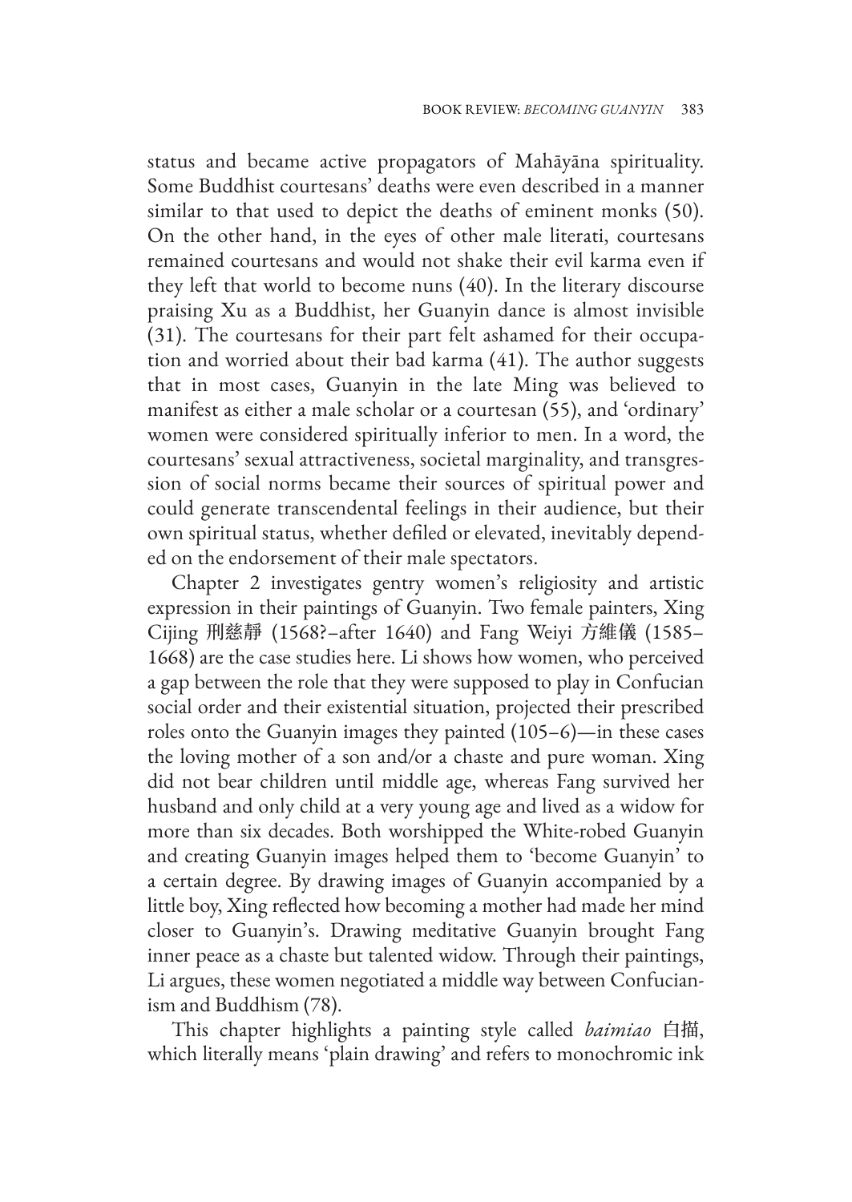status and became active propagators of Mahāyāna spirituality. Some Buddhist courtesans' deaths were even described in a manner similar to that used to depict the deaths of eminent monks (50). On the other hand, in the eyes of other male literati, courtesans remained courtesans and would not shake their evil karma even if they left that world to become nuns (40). In the literary discourse praising Xu as a Buddhist, her Guanyin dance is almost invisible (31). The courtesans for their part felt ashamed for their occupation and worried about their bad karma (41). The author suggests that in most cases, Guanyin in the late Ming was believed to manifest as either a male scholar or a courtesan (55), and 'ordinary' women were considered spiritually inferior to men. In a word, the courtesans' sexual attractiveness, societal marginality, and transgression of social norms became their sources of spiritual power and could generate transcendental feelings in their audience, but their own spiritual status, whether defiled or elevated, inevitably depended on the endorsement of their male spectators.

Chapter 2 investigates gentry women's religiosity and artistic expression in their paintings of Guanyin. Two female painters, Xing Cijing 刑慈靜 (1568?–after 1640) and Fang Weiyi 方維儀 (1585–1668) are the case studies here. Li shows how women, who perceived a gap between the role that they were supposed to play in Confucian social order and their existential situation, projected their prescribed roles onto the Guanyin images they painted (105–6)—in these cases the loving mother of a son and/or a chaste and pure woman. Xing did not bear children until middle age, whereas Fang survived her husband and only child at a very young age and lived as a widow for more than six decades. Both worshipped the White-robed Guanyin and creating Guanyin images helped them to 'become Guanyin' to a certain degree. By drawing images of Guanyin accompanied by a little boy, Xing reflected how becoming a mother had made her mind closer to Guanyin's. Drawing meditative Guanyin brought Fang inner peace as a chaste but talented widow. Through their paintings, Li argues, these women negotiated a middle way between Confucianism and Buddhism (78).

This chapter highlights a painting style called *baimiao* 白描, which literally means 'plain drawing' and refers to monochromic ink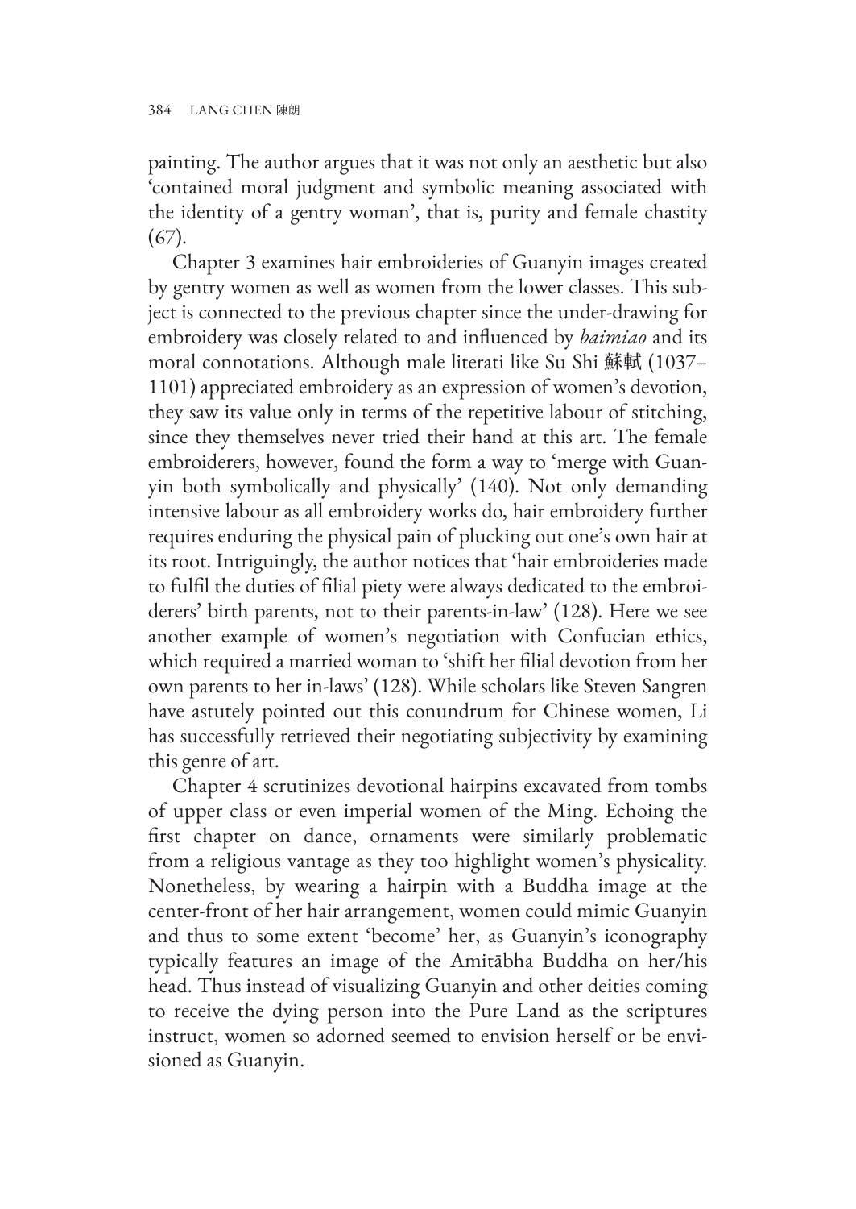painting. The author argues that it was not only an aesthetic but also 'contained moral judgment and symbolic meaning associated with the identity of a gentry woman', that is, purity and female chastity (67).

Chapter 3 examines hair embroideries of Guanyin images created by gentry women as well as women from the lower classes. This subject is connected to the previous chapter since the under-drawing for embroidery was closely related to and influenced by *baimiao* and its moral connotations. Although male literati like Su Shi 蘇軾 (1037–1101) appreciated embroidery as an expression of women's devotion, they saw its value only in terms of the repetitive labour of stitching, since they themselves never tried their hand at this art. The female embroiderers, however, found the form a way to 'merge with Guanyin both symbolically and physically' (140). Not only demanding intensive labour as all embroidery works do, hair embroidery further requires enduring the physical pain of plucking out one's own hair at its root. Intriguingly, the author notices that 'hair embroideries made to fulfil the duties of filial piety were always dedicated to the embroiderers' birth parents, not to their parents-in-law' (128). Here we see another example of women's negotiation with Confucian ethics, which required a married woman to 'shift her filial devotion from her own parents to her in-laws' (128). While scholars like Steven Sangren have astutely pointed out this conundrum for Chinese women, Li has successfully retrieved their negotiating subjectivity by examining this genre of art.

Chapter 4 scrutinizes devotional hairpins excavated from tombs of upper class or even imperial women of the Ming. Echoing the first chapter on dance, ornaments were similarly problematic from a religious vantage as they too highlight women's physicality. Nonetheless, by wearing a hairpin with a Buddha image at the center-front of her hair arrangement, women could mimic Guanyin and thus to some extent 'become' her, as Guanyin's iconography typically features an image of the Amitābha Buddha on her/his head. Thus instead of visualizing Guanyin and other deities coming to receive the dying person into the Pure Land as the scriptures instruct, women so adorned seemed to envision herself or be envisioned as Guanyin.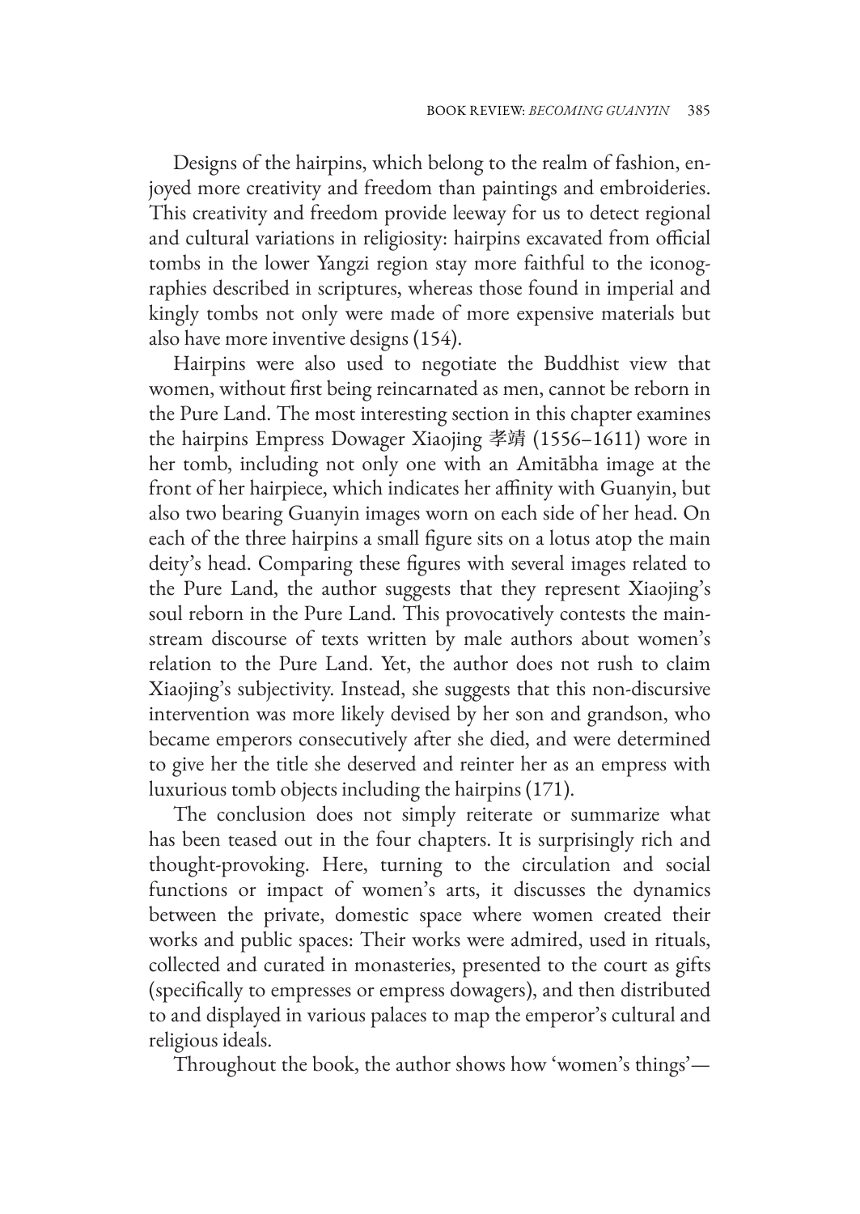Designs of the hairpins, which belong to the realm of fashion, enjoyed more creativity and freedom than paintings and embroideries. This creativity and freedom provide leeway for us to detect regional and cultural variations in religiosity: hairpins excavated from official tombs in the lower Yangzi region stay more faithful to the iconographies described in scriptures, whereas those found in imperial and kingly tombs not only were made of more expensive materials but also have more inventive designs (154).

Hairpins were also used to negotiate the Buddhist view that women, without first being reincarnated as men, cannot be reborn in the Pure Land. The most interesting section in this chapter examines the hairpins Empress Dowager Xiaojing 孝靖 (1556–1611) wore in her tomb, including not only one with an Amitābha image at the front of her hairpiece, which indicates her affinity with Guanyin, but also two bearing Guanyin images worn on each side of her head. On each of the three hairpins a small figure sits on a lotus atop the main deity's head. Comparing these figures with several images related to the Pure Land, the author suggests that they represent Xiaojing's soul reborn in the Pure Land. This provocatively contests the mainstream discourse of texts written by male authors about women's relation to the Pure Land. Yet, the author does not rush to claim Xiaojing's subjectivity. Instead, she suggests that this non-discursive intervention was more likely devised by her son and grandson, who became emperors consecutively after she died, and were determined to give her the title she deserved and reinter her as an empress with luxurious tomb objects including the hairpins (171).

The conclusion does not simply reiterate or summarize what has been teased out in the four chapters. It is surprisingly rich and thought-provoking. Here, turning to the circulation and social functions or impact of women's arts, it discusses the dynamics between the private, domestic space where women created their works and public spaces: Their works were admired, used in rituals, collected and curated in monasteries, presented to the court as gifts (specifically to empresses or empress dowagers), and then distributed to and displayed in various palaces to map the emperor's cultural and religious ideals.

Throughout the book, the author shows how 'women's things'—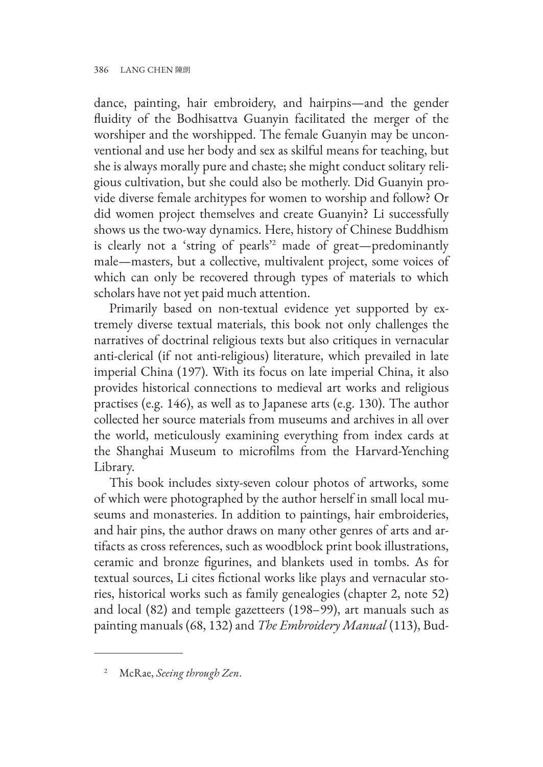dance, painting, hair embroidery, and hairpins—and the gender fluidity of the Bodhisattva Guanyin facilitated the merger of the worshiper and the worshipped. The female Guanyin may be unconventional and use her body and sex as skilful means for teaching, but she is always morally pure and chaste; she might conduct solitary religious cultivation, but she could also be motherly. Did Guanyin provide diverse female architypes for women to worship and follow? Or did women project themselves and create Guanyin? Li successfully shows us the two-way dynamics. Here, history of Chinese Buddhism is clearly not a 'string of pearls'[2] made of great—predominantly male—masters, but a collective, multivalent project, some voices of which can only be recovered through types of materials to which scholars have not yet paid much attention.

Primarily based on non-textual evidence yet supported by extremely diverse textual materials, this book not only challenges the narratives of doctrinal religious texts but also critiques in vernacular anti-clerical (if not anti-religious) literature, which prevailed in late imperial China (197). With its focus on late imperial China, it also provides historical connections to medieval art works and religious practises (e.g. 146), as well as to Japanese arts (e.g. 130). The author collected her source materials from museums and archives in all over the world, meticulously examining everything from index cards at the Shanghai Museum to microfilms from the Harvard-Yenching Library.

This book includes sixty-seven colour photos of artworks, some of which were photographed by the author herself in small local museums and monasteries. In addition to paintings, hair embroideries, and hair pins, the author draws on many other genres of arts and artifacts as cross references, such as woodblock print book illustrations, ceramic and bronze figurines, and blankets used in tombs. As for textual sources, Li cites fictional works like plays and vernacular stories, historical works such as family genealogies (chapter 2, note 52) and local (82) and temple gazetteers (198–99), art manuals such as painting manuals (68, 132) and *The Embroidery Manual* (113), Bud-

---

[2] McRae, *Seeing through Zen*.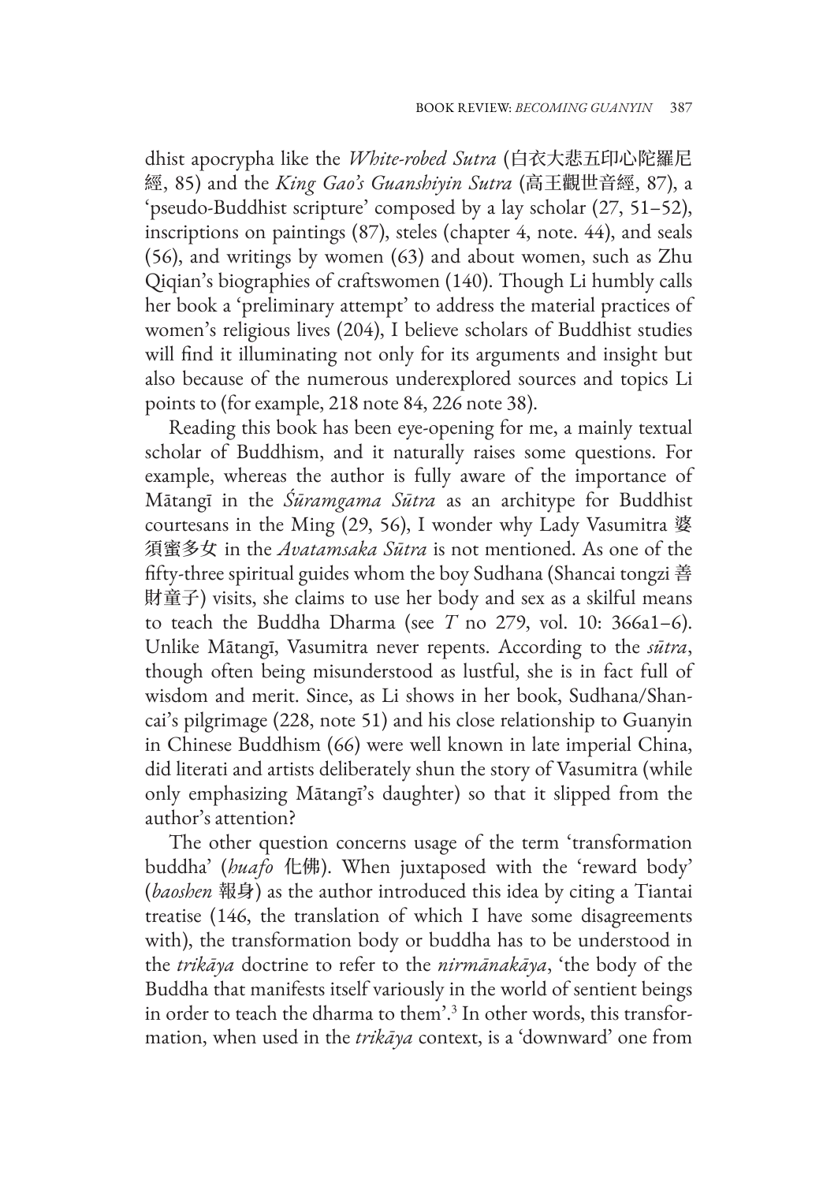dhist apocrypha like the *White-robed Sutra* (白衣大悲五印心陀羅尼經, 85) and the *King Gao's Guanshiyin Sutra* (高王觀世音經, 87), a 'pseudo-Buddhist scripture' composed by a lay scholar (27, 51–52), inscriptions on paintings (87), steles (chapter 4, note. 44), and seals (56), and writings by women (63) and about women, such as Zhu Qiqian's biographies of craftswomen (140). Though Li humbly calls her book a 'preliminary attempt' to address the material practices of women's religious lives (204), I believe scholars of Buddhist studies will find it illuminating not only for its arguments and insight but also because of the numerous underexplored sources and topics Li points to (for example, 218 note 84, 226 note 38).

Reading this book has been eye-opening for me, a mainly textual scholar of Buddhism, and it naturally raises some questions. For example, whereas the author is fully aware of the importance of Mātangī in the *Śūramgama Sūtra* as an architype for Buddhist courtesans in the Ming (29, 56), I wonder why Lady Vasumitra 婆須蜜多女 in the *Avatamsaka Sūtra* is not mentioned. As one of the fifty-three spiritual guides whom the boy Sudhana (Shancai tongzi 善財童子) visits, she claims to use her body and sex as a skilful means to teach the Buddha Dharma (see *T* no 279, vol. 10: 366a1–6). Unlike Mātangī, Vasumitra never repents. According to the *sūtra*, though often being misunderstood as lustful, she is in fact full of wisdom and merit. Since, as Li shows in her book, Sudhana/Shancai's pilgrimage (228, note 51) and his close relationship to Guanyin in Chinese Buddhism (66) were well known in late imperial China, did literati and artists deliberately shun the story of Vasumitra (while only emphasizing Mātangī's daughter) so that it slipped from the author's attention?

The other question concerns usage of the term 'transformation buddha' (*huafo* 化佛). When juxtaposed with the 'reward body' (*baoshen* 報身) as the author introduced this idea by citing a Tiantai treatise (146, the translation of which I have some disagreements with), the transformation body or buddha has to be understood in the *trikāya* doctrine to refer to the *nirmānakāya*, 'the body of the Buddha that manifests itself variously in the world of sentient beings in order to teach the dharma to them'.[3] In other words, this transformation, when used in the *trikāya* context, is a 'downward' one from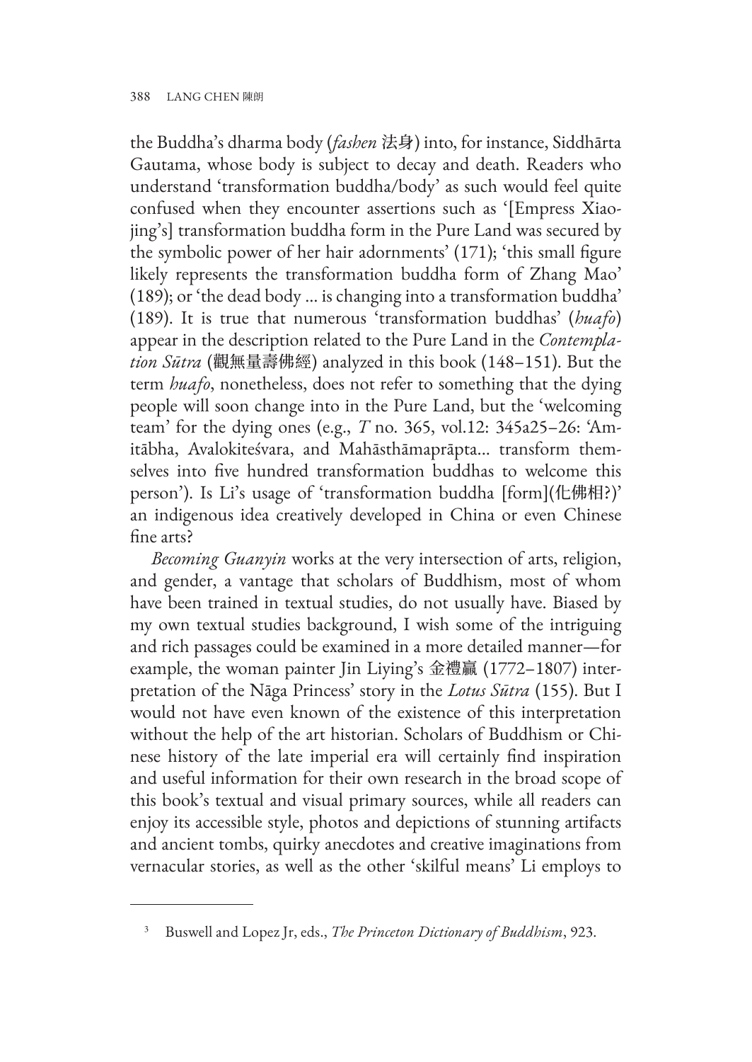the Buddha's dharma body (*fashen* 法身) into, for instance, Siddhārta Gautama, whose body is subject to decay and death. Readers who understand 'transformation buddha/body' as such would feel quite confused when they encounter assertions such as '[Empress Xiaojing's] transformation buddha form in the Pure Land was secured by the symbolic power of her hair adornments' (171); 'this small figure likely represents the transformation buddha form of Zhang Mao' (189); or 'the dead body ... is changing into a transformation buddha' (189). It is true that numerous 'transformation buddhas' (*huafo*) appear in the description related to the Pure Land in the *Contemplation Sūtra* (觀無量壽佛經) analyzed in this book (148–151). But the term *huafo*, nonetheless, does not refer to something that the dying people will soon change into in the Pure Land, but the 'welcoming team' for the dying ones (e.g., *T* no. 365, vol.12: 345a25–26: 'Amitābha, Avalokiteśvara, and Mahāsthāmaprāpta... transform themselves into five hundred transformation buddhas to welcome this person'). Is Li's usage of 'transformation buddha [form](化佛相?)' an indigenous idea creatively developed in China or even Chinese fine arts?

*Becoming Guanyin* works at the very intersection of arts, religion, and gender, a vantage that scholars of Buddhism, most of whom have been trained in textual studies, do not usually have. Biased by my own textual studies background, I wish some of the intriguing and rich passages could be examined in a more detailed manner—for example, the woman painter Jin Liying's 金禮嬴 (1772–1807) interpretation of the Nāga Princess' story in the *Lotus Sūtra* (155). But I would not have even known of the existence of this interpretation without the help of the art historian. Scholars of Buddhism or Chinese history of the late imperial era will certainly find inspiration and useful information for their own research in the broad scope of this book's textual and visual primary sources, while all readers can enjoy its accessible style, photos and depictions of stunning artifacts and ancient tombs, quirky anecdotes and creative imaginations from vernacular stories, as well as the other 'skilful means' Li employs to

---

[3] Buswell and Lopez Jr, eds., *The Princeton Dictionary of Buddhism*, 923.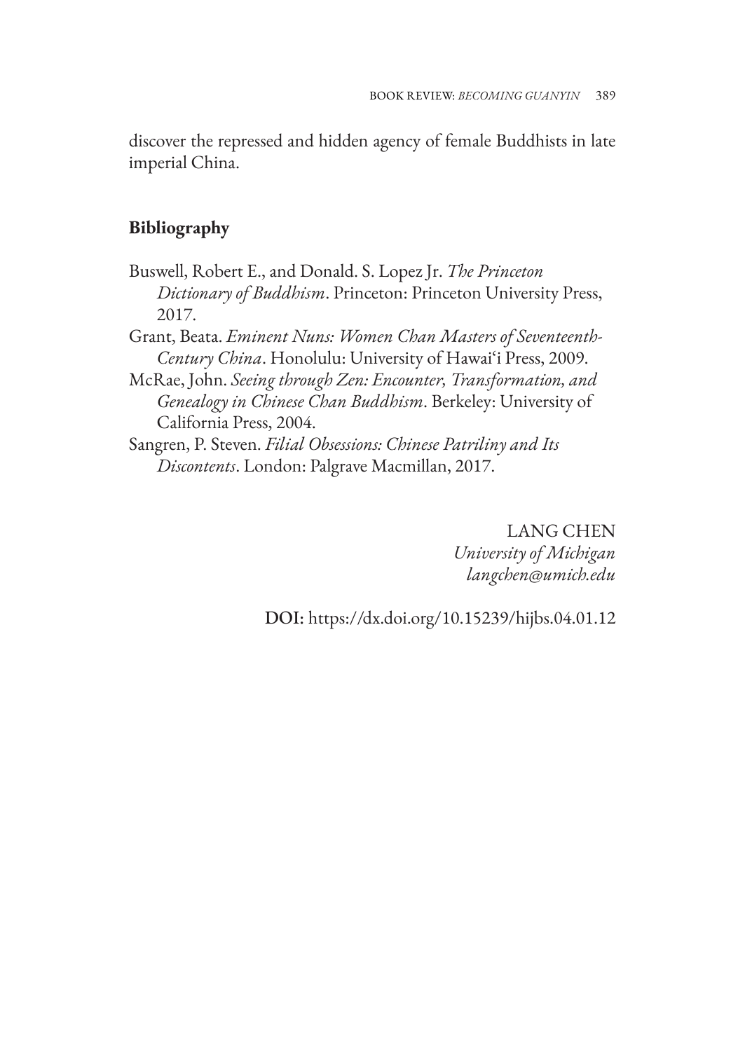discover the repressed and hidden agency of female Buddhists in late imperial China.

## Bibliography

Buswell, Robert E., and Donald. S. Lopez Jr. *The Princeton Dictionary of Buddhism*. Princeton: Princeton University Press, 2017.

Grant, Beata. *Eminent Nuns: Women Chan Masters of Seventeenth-Century China*. Honolulu: University of Hawai'i Press, 2009.

McRae, John. *Seeing through Zen: Encounter, Transformation, and Genealogy in Chinese Chan Buddhism*. Berkeley: University of California Press, 2004.

Sangren, P. Steven. *Filial Obsessions: Chinese Patriliny and Its Discontents*. London: Palgrave Macmillan, 2017.

LANG CHEN
*University of Michigan*
*langchen@umich.edu*

**DOI:** https://dx.doi.org/10.15239/hijbs.04.01.12